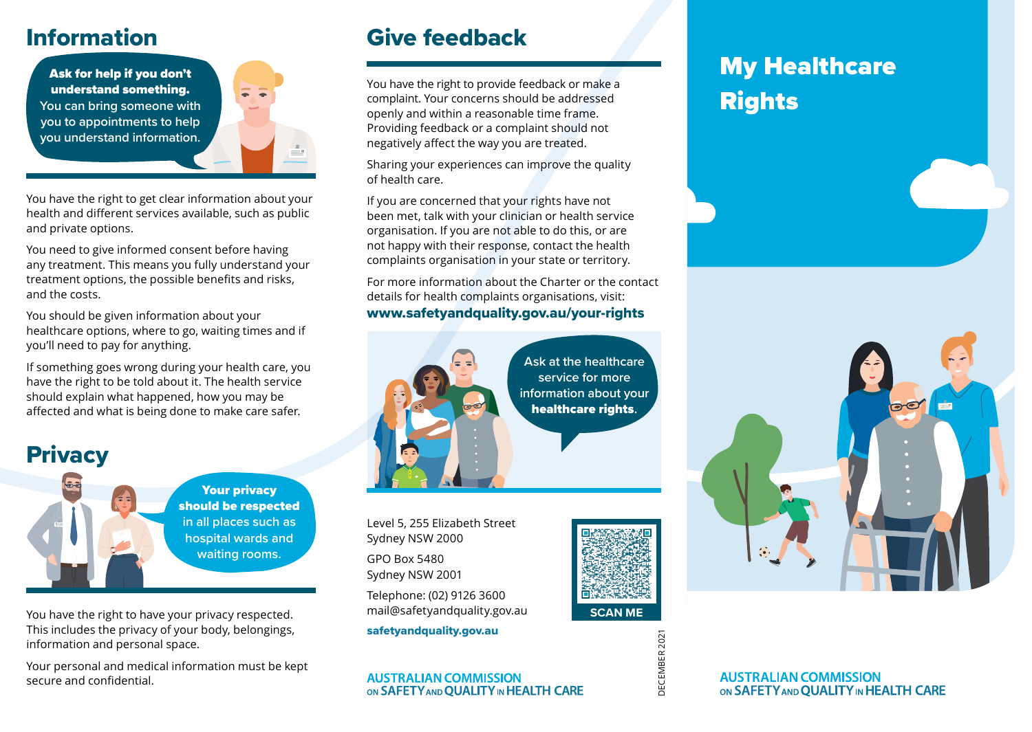## Information

**Ask for help if you don't understand something.** You can bring someone with you to appointments to help you understand information.

You have the right to get clear information about your health and different services available, such as public and private options.

You need to give informed consent before having any treatment. This means you fully understand your treatment options, the possible benefits and risks, and the costs.

You should be given information about your healthcare options, where to go, waiting times and if you'll need to pay for anything.

If something goes wrong during your health care, you have the right to be told about it. The health service should explain what happened, how you may be affected and what is being done to make care safer.

## Privacy

**Your privacy should be respected** in all places such as hospital wards and waiting rooms.

You have the right to have your privacy respected. This includes the privacy of your body, belongings, information and personal space.

Your personal and medical information must be kept secure and confidential.

## Give feedback

You have the right to provide feedback or make a complaint. Your concerns should be addressed openly and within a reasonable time frame. Providing feedback or a complaint should not negatively affect the way you are treated.

Sharing your experiences can improve the quality of health care.

If you are concerned that your rights have not been met, talk with your clinician or health service organisation. If you are not able to do this, or are not happy with their response, contact the health complaints organisation in your state or territory.

For more information about the Charter or the contact details for health complaints organisations, visit:
**www.safetyandquality.gov.au/your-rights**

Ask at the healthcare service for more information about your **healthcare rights**.

Level 5, 255 Elizabeth Street
Sydney NSW 2000

GPO Box 5480
Sydney NSW 2001

Telephone: (02) 9126 3600
mail@safetyandquality.gov.au

**safetyandquality.gov.au**

SCAN ME

AUSTRALIAN COMMISSION ON SAFETY AND QUALITY IN HEALTH CARE

DECEMBER 2021

# My Healthcare Rights

AUSTRALIAN COMMISSION ON SAFETY AND QUALITY IN HEALTH CARE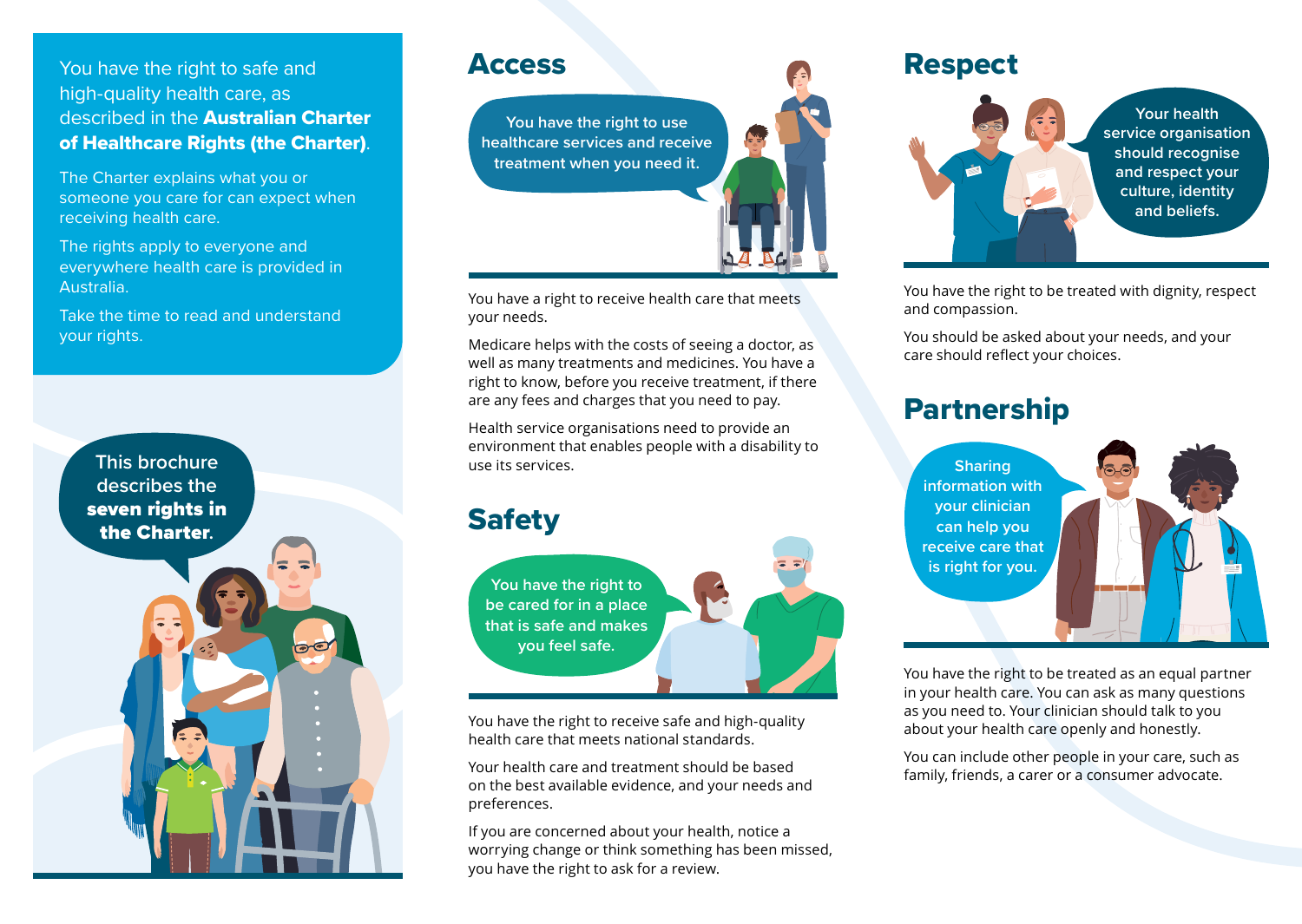You have the right to safe and high-quality health care, as described in the **Australian Charter of Healthcare Rights (the Charter)**.

The Charter explains what you or someone you care for can expect when receiving health care.

The rights apply to everyone and everywhere health care is provided in Australia.

Take the time to read and understand your rights.

This brochure describes the **seven rights in the Charter.**

## Access

**You have the right to use healthcare services and receive treatment when you need it.**

You have a right to receive health care that meets your needs.

Medicare helps with the costs of seeing a doctor, as well as many treatments and medicines. You have a right to know, before you receive treatment, if there are any fees and charges that you need to pay.

Health service organisations need to provide an environment that enables people with a disability to use its services.

## Safety

**You have the right to be cared for in a place that is safe and makes you feel safe.**

You have the right to receive safe and high-quality health care that meets national standards.

Your health care and treatment should be based on the best available evidence, and your needs and preferences.

If you are concerned about your health, notice a worrying change or think something has been missed, you have the right to ask for a review.

## Respect

**Your health service organisation should recognise and respect your culture, identity and beliefs.**

You have the right to be treated with dignity, respect and compassion.

You should be asked about your needs, and your care should reflect your choices.

## Partnership

**Sharing information with your clinician can help you receive care that is right for you.**

You have the right to be treated as an equal partner in your health care. You can ask as many questions as you need to. Your clinician should talk to you about your health care openly and honestly.

You can include other people in your care, such as family, friends, a carer or a consumer advocate.